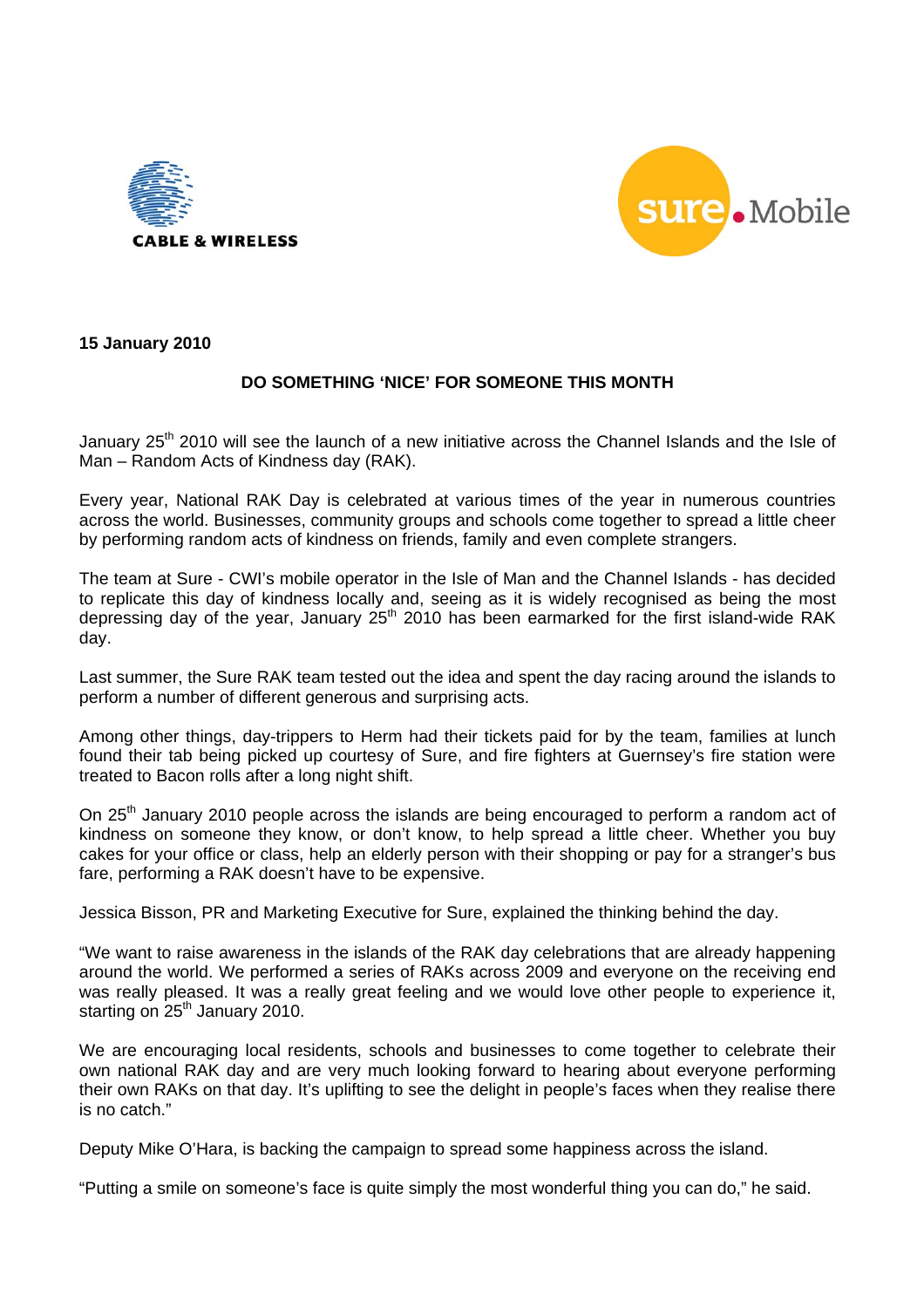**15 January 2010**

## DO SOMETHING 'NICE' FOR SOMEONE THIS MONTH

January 25th 2010 will see the launch of a new initiative across the Channel Islands and the Isle of Man – Random Acts of Kindness day (RAK).

Every year, National RAK Day is celebrated at various times of the year in numerous countries across the world. Businesses, community groups and schools come together to spread a little cheer by performing random acts of kindness on friends, family and even complete strangers.

The team at Sure - CWI's mobile operator in the Isle of Man and the Channel Islands - has decided to replicate this day of kindness locally and, seeing as it is widely recognised as being the most depressing day of the year, January 25th 2010 has been earmarked for the first island-wide RAK day.

Last summer, the Sure RAK team tested out the idea and spent the day racing around the islands to perform a number of different generous and surprising acts.

Among other things, day-trippers to Herm had their tickets paid for by the team, families at lunch found their tab being picked up courtesy of Sure, and fire fighters at Guernsey's fire station were treated to Bacon rolls after a long night shift.

On 25th January 2010 people across the islands are being encouraged to perform a random act of kindness on someone they know, or don't know, to help spread a little cheer. Whether you buy cakes for your office or class, help an elderly person with their shopping or pay for a stranger's bus fare, performing a RAK doesn't have to be expensive.

Jessica Bisson, PR and Marketing Executive for Sure, explained the thinking behind the day.

"We want to raise awareness in the islands of the RAK day celebrations that are already happening around the world. We performed a series of RAKs across 2009 and everyone on the receiving end was really pleased. It was a really great feeling and we would love other people to experience it, starting on 25th January 2010.

We are encouraging local residents, schools and businesses to come together to celebrate their own national RAK day and are very much looking forward to hearing about everyone performing their own RAKs on that day. It's uplifting to see the delight in people's faces when they realise there is no catch."

Deputy Mike O'Hara, is backing the campaign to spread some happiness across the island.

"Putting a smile on someone's face is quite simply the most wonderful thing you can do," he said.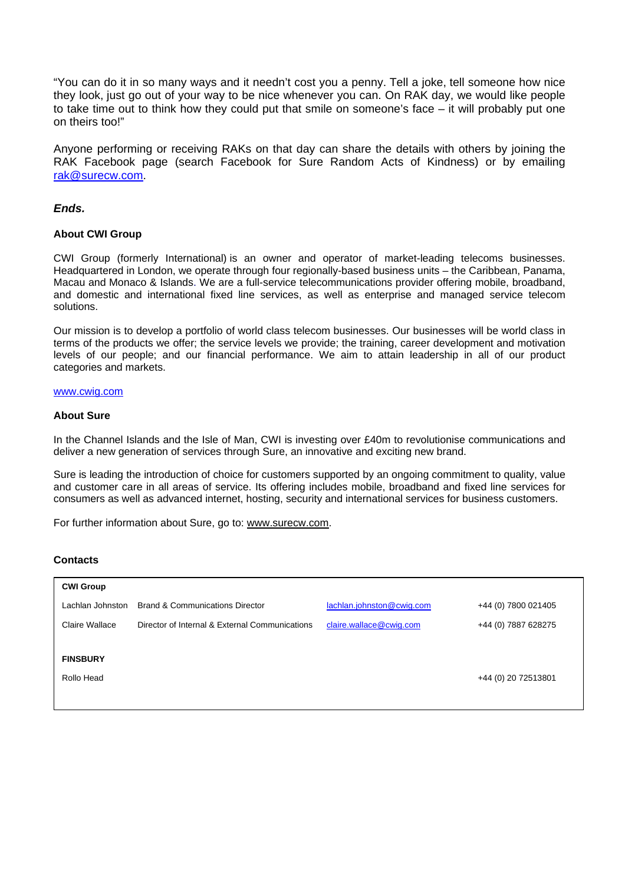"You can do it in so many ways and it needn't cost you a penny. Tell a joke, tell someone how nice they look, just go out of your way to be nice whenever you can. On RAK day, we would like people to take time out to think how they could put that smile on someone's face – it will probably put one on theirs too!"

Anyone performing or receiving RAKs on that day can share the details with others by joining the RAK Facebook page (search Facebook for Sure Random Acts of Kindness) or by emailing rak@surecw.com.

***Ends.***

**About CWI Group**

CWI Group (formerly International) is an owner and operator of market-leading telecoms businesses. Headquartered in London, we operate through four regionally-based business units – the Caribbean, Panama, Macau and Monaco & Islands. We are a full-service telecommunications provider offering mobile, broadband, and domestic and international fixed line services, as well as enterprise and managed service telecom solutions.

Our mission is to develop a portfolio of world class telecom businesses. Our businesses will be world class in terms of the products we offer; the service levels we provide; the training, career development and motivation levels of our people; and our financial performance. We aim to attain leadership in all of our product categories and markets.

www.cwig.com

**About Sure**

In the Channel Islands and the Isle of Man, CWI is investing over £40m to revolutionise communications and deliver a new generation of services through Sure, an innovative and exciting new brand.

Sure is leading the introduction of choice for customers supported by an ongoing commitment to quality, value and customer care in all areas of service. Its offering includes mobile, broadband and fixed line services for consumers as well as advanced internet, hosting, security and international services for business customers.

For further information about Sure, go to: www.surecw.com.

**Contacts**

| | | | |
|---|---|---|---|
| **CWI Group** | | | |
| Lachlan Johnston | Brand & Communications Director | lachlan.johnston@cwig.com | +44 (0) 7800 021405 |
| Claire Wallace | Director of Internal & External Communications | claire.wallace@cwig.com | +44 (0) 7887 628275 |
| **FINSBURY** | | | |
| Rollo Head | | | +44 (0) 20 72513801 |